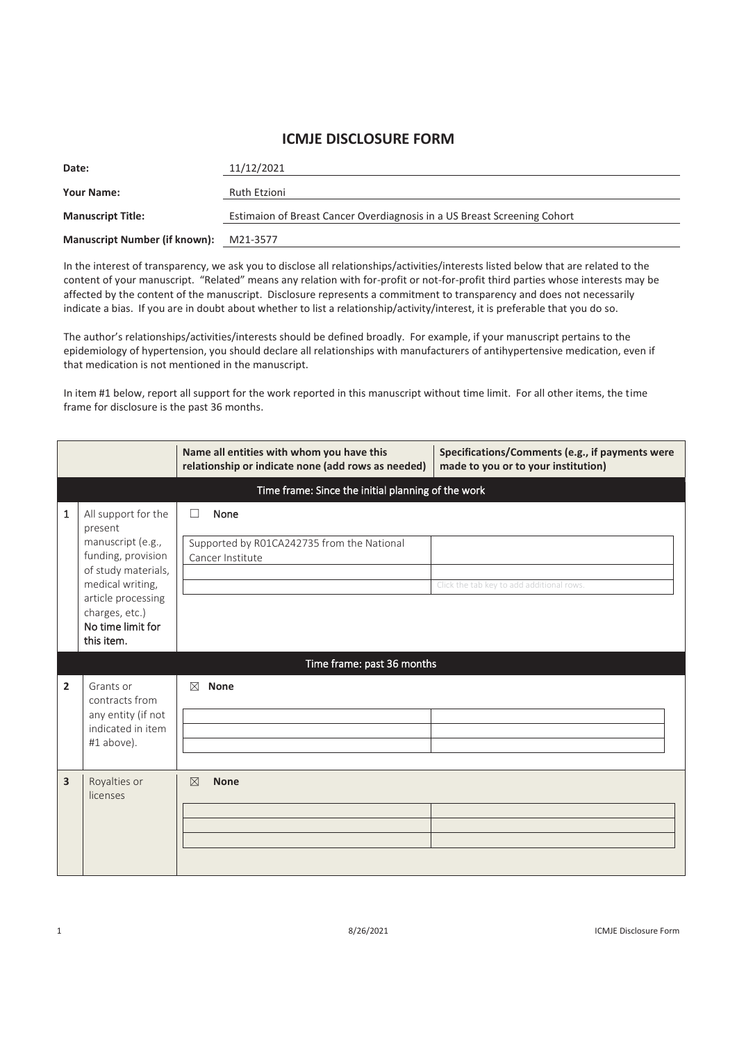# ICMJE DISCLOSURE FORM

| | |
|---|---|
| **Date:** | 11/12/2021 |
| **Your Name:** | Ruth Etzioni |
| **Manuscript Title:** | Estimaion of Breast Cancer Overdiagnosis in a US Breast Screening Cohort |
| **Manuscript Number (if known):** | M21-3577 |

In the interest of transparency, we ask you to disclose all relationships/activities/interests listed below that are related to the content of your manuscript. "Related" means any relation with for-profit or not-for-profit third parties whose interests may be affected by the content of the manuscript. Disclosure represents a commitment to transparency and does not necessarily indicate a bias. If you are in doubt about whether to list a relationship/activity/interest, it is preferable that you do so.

The author's relationships/activities/interests should be defined broadly. For example, if your manuscript pertains to the epidemiology of hypertension, you should declare all relationships with manufacturers of antihypertensive medication, even if that medication is not mentioned in the manuscript.

In item #1 below, report all support for the work reported in this manuscript without time limit. For all other items, the time frame for disclosure is the past 36 months.

| | | Name all entities with whom you have this relationship or indicate none (add rows as needed) | Specifications/Comments (e.g., if payments were made to you or to your institution) |
|---|---|---|---|
| | | **Time frame: Since the initial planning of the work** | |
| 1 | All support for the present manuscript (e.g., funding, provision of study materials, medical writing, article processing charges, etc.) **No time limit for this item.** | ☐ None | |
| | | Supported by R01CA242735 from the National Cancer Institute | |
| | | | |
| | | | Click the tab key to add additional rows. |
| | | **Time frame: past 36 months** | |
| 2 | Grants or contracts from any entity (if not indicated in item #1 above). | ☒ **None** | |
| | | | |
| | | | |
| | | | |
| 3 | Royalties or licenses | ☒ **None** | |
| | | | |
| | | | |
| | | | |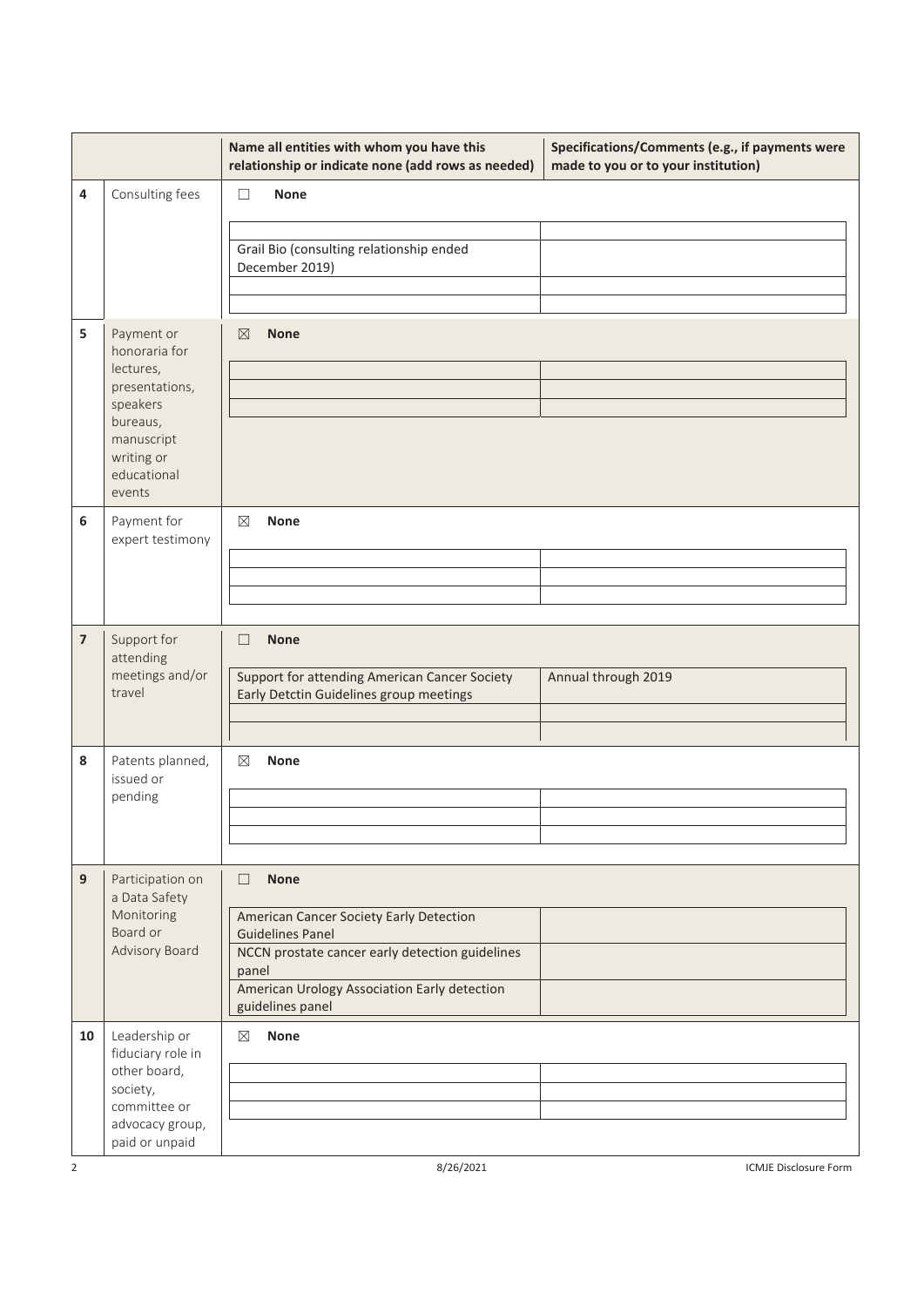| | | Name all entities with whom you have this relationship or indicate none (add rows as needed) | Specifications/Comments (e.g., if payments were made to you or to your institution) |
|---|---|---|---|
| **4** | Consulting fees | ☐ **None** | |
| | | Grail Bio (consulting relationship ended December 2019) | |
| **5** | Payment or honoraria for lectures, presentations, speakers bureaus, manuscript writing or educational events | ☒ **None** | |
| **6** | Payment for expert testimony | ☒ **None** | |
| **7** | Support for attending meetings and/or travel | ☐ **None** | |
| | | Support for attending American Cancer Society Early Detctin Guidelines group meetings | Annual through 2019 |
| **8** | Patents planned, issued or pending | ☒ **None** | |
| **9** | Participation on a Data Safety Monitoring Board or Advisory Board | ☐ **None** | |
| | | American Cancer Society Early Detection Guidelines Panel | |
| | | NCCN prostate cancer early detection guidelines panel | |
| | | American Urology Association Early detection guidelines panel | |
| **10** | Leadership or fiduciary role in other board, society, committee or advocacy group, paid or unpaid | ☒ **None** | |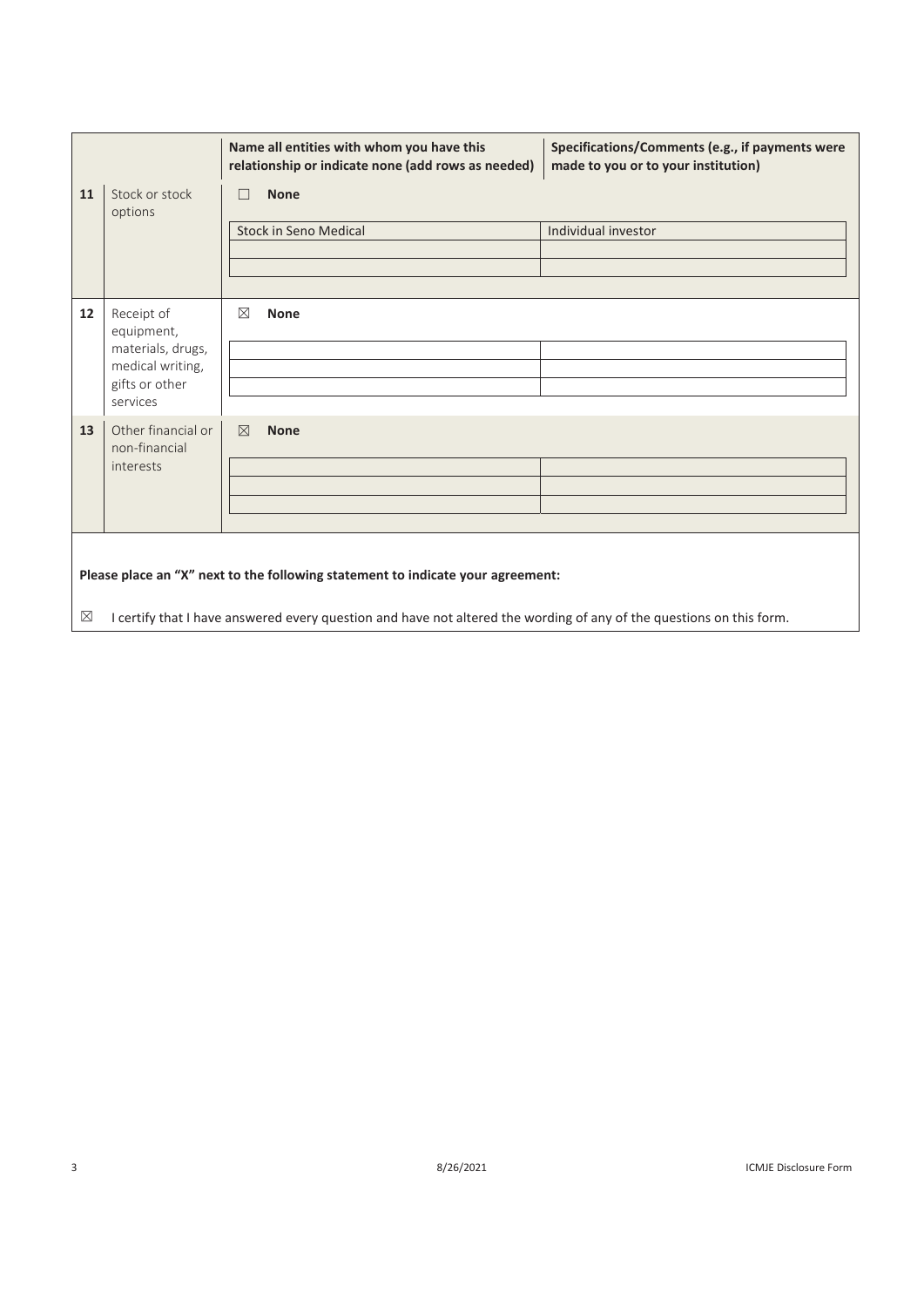| | | Name all entities with whom you have this relationship or indicate none (add rows as needed) | Specifications/Comments (e.g., if payments were made to you or to your institution) |
|---|---|---|---|
| 11 | Stock or stock options | ☐ **None** | |
| | | Stock in Seno Medical | Individual investor |
| | | | |
| | | | |
| 12 | Receipt of equipment, materials, drugs, medical writing, gifts or other services | ☒ **None** | |
| | | | |
| | | | |
| | | | |
| 13 | Other financial or non-financial interests | ☒ **None** | |
| | | | |
| | | | |
| | | | |

**Please place an "X" next to the following statement to indicate your agreement:**

☒ I certify that I have answered every question and have not altered the wording of any of the questions on this form.